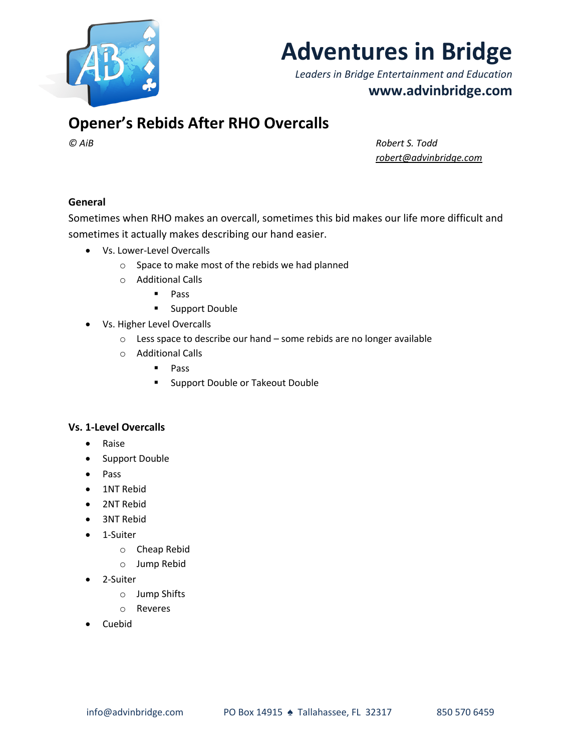# Adventures in Bridge

*Leaders in Bridge Entertainment and Education*

**www.advinbridge.com**

## Opener's Rebids After RHO Overcalls

*© AiB*

*Robert S. Todd*
*robert@advinbridge.com*

### General

Sometimes when RHO makes an overcall, sometimes this bid makes our life more difficult and sometimes it actually makes describing our hand easier.

- Vs. Lower-Level Overcalls
  - Space to make most of the rebids we had planned
  - Additional Calls
    - Pass
    - Support Double
- Vs. Higher Level Overcalls
  - Less space to describe our hand – some rebids are no longer available
  - Additional Calls
    - Pass
    - Support Double or Takeout Double

### Vs. 1-Level Overcalls

- Raise
- Support Double
- Pass
- 1NT Rebid
- 2NT Rebid
- 3NT Rebid
- 1-Suiter
  - Cheap Rebid
  - Jump Rebid
- 2-Suiter
  - Jump Shifts
  - Reveres
- Cuebid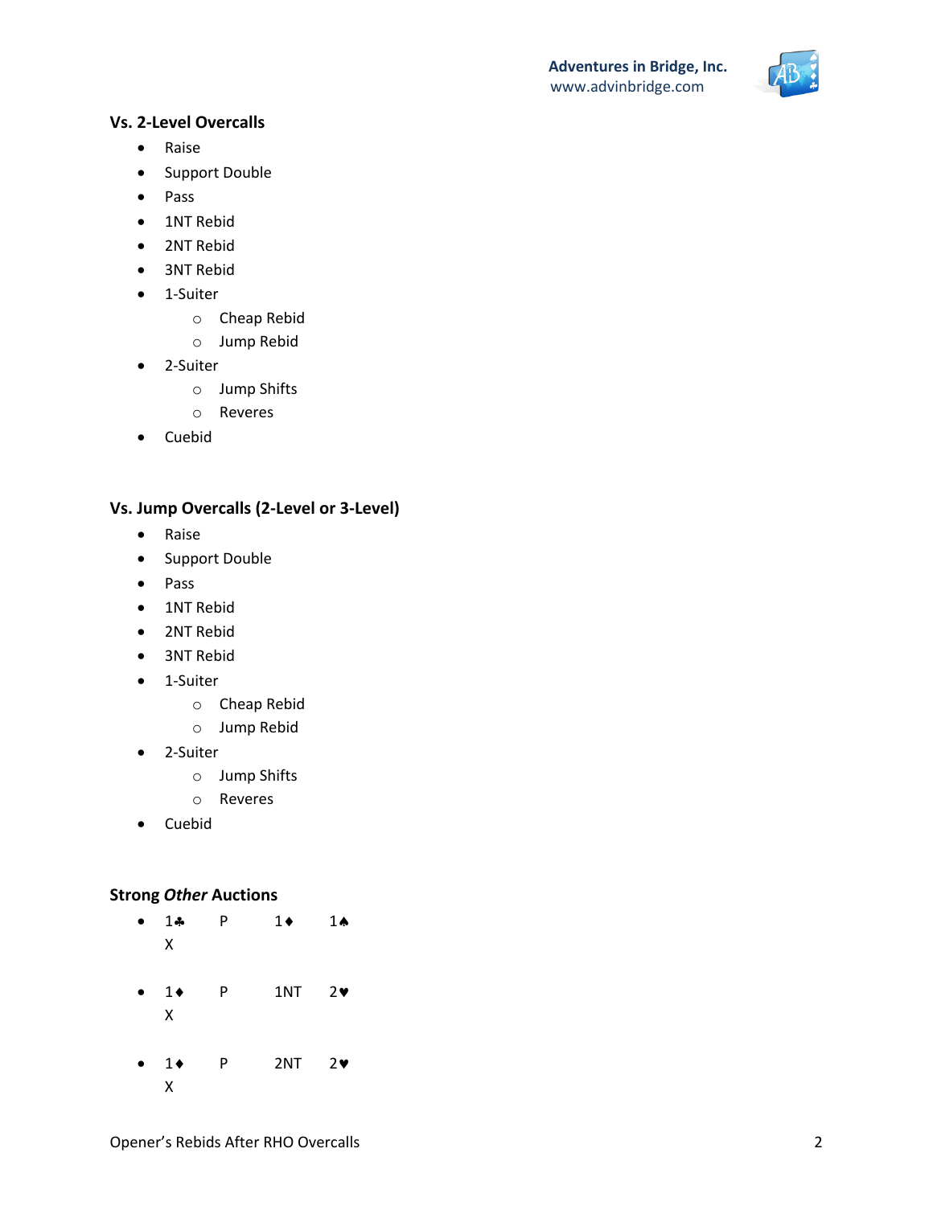### Vs. 2-Level Overcalls

- Raise
- Support Double
- Pass
- 1NT Rebid
- 2NT Rebid
- 3NT Rebid
- 1-Suiter
  - Cheap Rebid
  - Jump Rebid
- 2-Suiter
  - Jump Shifts
  - Reveres
- Cuebid

### Vs. Jump Overcalls (2-Level or 3-Level)

- Raise
- Support Double
- Pass
- 1NT Rebid
- 2NT Rebid
- 3NT Rebid
- 1-Suiter
  - Cheap Rebid
  - Jump Rebid
- 2-Suiter
  - Jump Shifts
  - Reveres
- Cuebid

### Strong *Other* Auctions

- 1♣ P 1♦ 1♠
  X

- 1♦ P 1NT 2♥
  X

- 1♦ P 2NT 2♥
  X